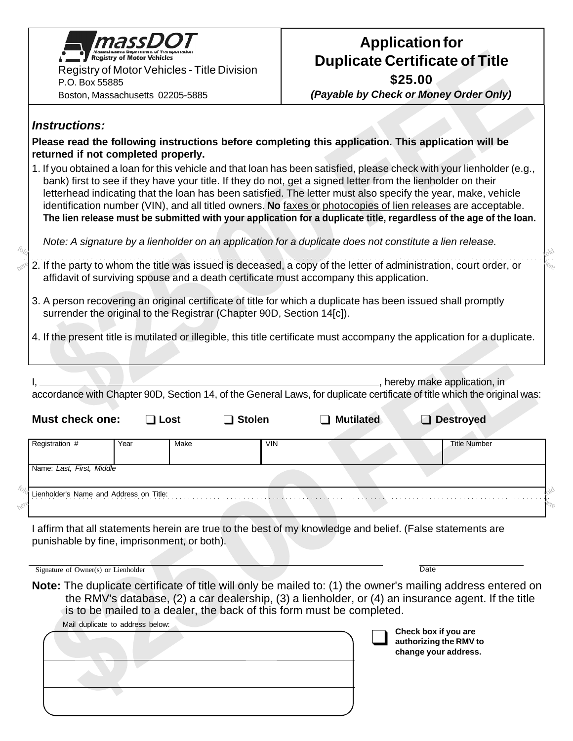**massDOT**
Massachusetts Department of Transportation
Registry of Motor Vehicles

Registry of Motor Vehicles - Title Division
P.O. Box 55885
Boston, Massachusetts 02205-5885

# Application for Duplicate Certificate of Title

**$25.00**

***(Payable by Check or Money Order Only)***

### *Instructions:*

**Please read the following instructions before completing this application. This application will be returned if not completed properly.**

1. If you obtained a loan for this vehicle and that loan has been satisfied, please check with your lienholder (e.g., bank) first to see if they have your title. If they do not, get a signed letter from the lienholder on their letterhead indicating that the loan has been satisfied. The letter must also specify the year, make, vehicle identification number (VIN), and all titled owners. **No** faxes or photocopies of lien releases are acceptable. **The lien release must be submitted with your application for a duplicate title, regardless of the age of the loan.**

   *Note: A signature by a lienholder on an application for a duplicate does not constitute a lien release.*

2. If the party to whom the title was issued is deceased, a copy of the letter of administration, court order, or affidavit of surviving spouse and a death certificate must accompany this application.

3. A person recovering an original certificate of title for which a duplicate has been issued shall promptly surrender the original to the Registrar (Chapter 90D, Section 14[c]).

4. If the present title is mutilated or illegible, this title certificate must accompany the application for a duplicate.

I, ______________________________, hereby make application, in accordance with Chapter 90D, Section 14, of the General Laws, for duplicate certificate of title which the original was:

**Must check one:** ❑ **Lost** ❑ **Stolen** ❑ **Mutilated** ❑ **Destroyed**

| Registration # | Year | Make | VIN | Title Number |
|---|---|---|---|---|
| | | | | |

| Name: *Last, First, Middle* |
|---|
| |

| Lienholder's Name and Address on Title: |
|---|
| |

I affirm that all statements herein are true to the best of my knowledge and belief. (False statements are punishable by fine, imprisonment, or both).

______________________________ Signature of Owner(s) or Lienholder

______________ Date

**Note:** The duplicate certificate of title will only be mailed to: (1) the owner's mailing address entered on the RMV's database, (2) a car dealership, (3) a lienholder, or (4) an insurance agent. If the title is to be mailed to a dealer, the back of this form must be completed.

Mail duplicate to address below:

______________________________

______________________________

______________________________

❑ **Check box if you are authorizing the RMV to change your address.**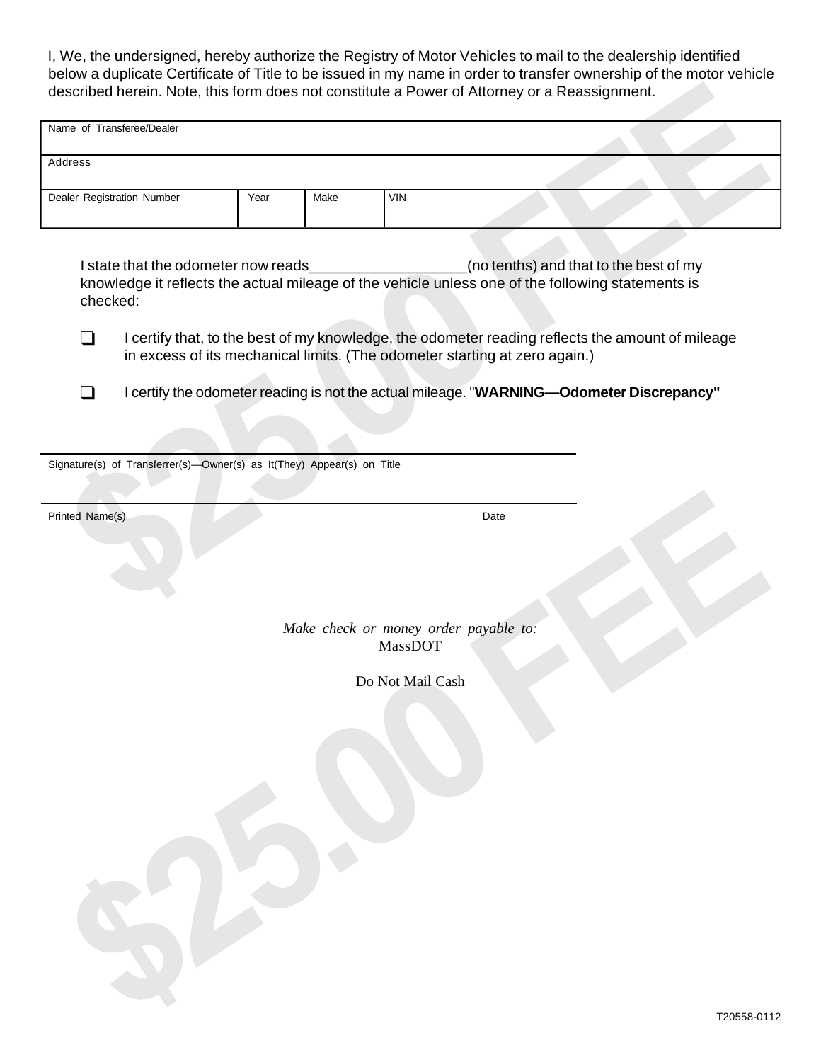I, We, the undersigned, hereby authorize the Registry of Motor Vehicles to mail to the dealership identified below a duplicate Certificate of Title to be issued in my name in order to transfer ownership of the motor vehicle described herein. Note, this form does not constitute a Power of Attorney or a Reassignment.

| | | | |
|---|---|---|---|
| Name of Transferee/Dealer | | | |
| Address | | | |
| Dealer Registration Number | Year | Make | VIN |

I state that the odometer now reads__________________(no tenths) and that to the best of my knowledge it reflects the actual mileage of the vehicle unless one of the following statements is checked:

❑ I certify that, to the best of my knowledge, the odometer reading reflects the amount of mileage in excess of its mechanical limits. (The odometer starting at zero again.)

❑ I certify the odometer reading is not the actual mileage. "**WARNING—Odometer Discrepancy"**

______________________________________________

Signature(s) of Transferrer(s)—Owner(s) as It(They) Appear(s) on Title

______________________________________________

Printed Name(s) Date

*Make check or money order payable to:*
MassDOT

Do Not Mail Cash

$25.00 FEE

$25.00 FEE

T20558-0112